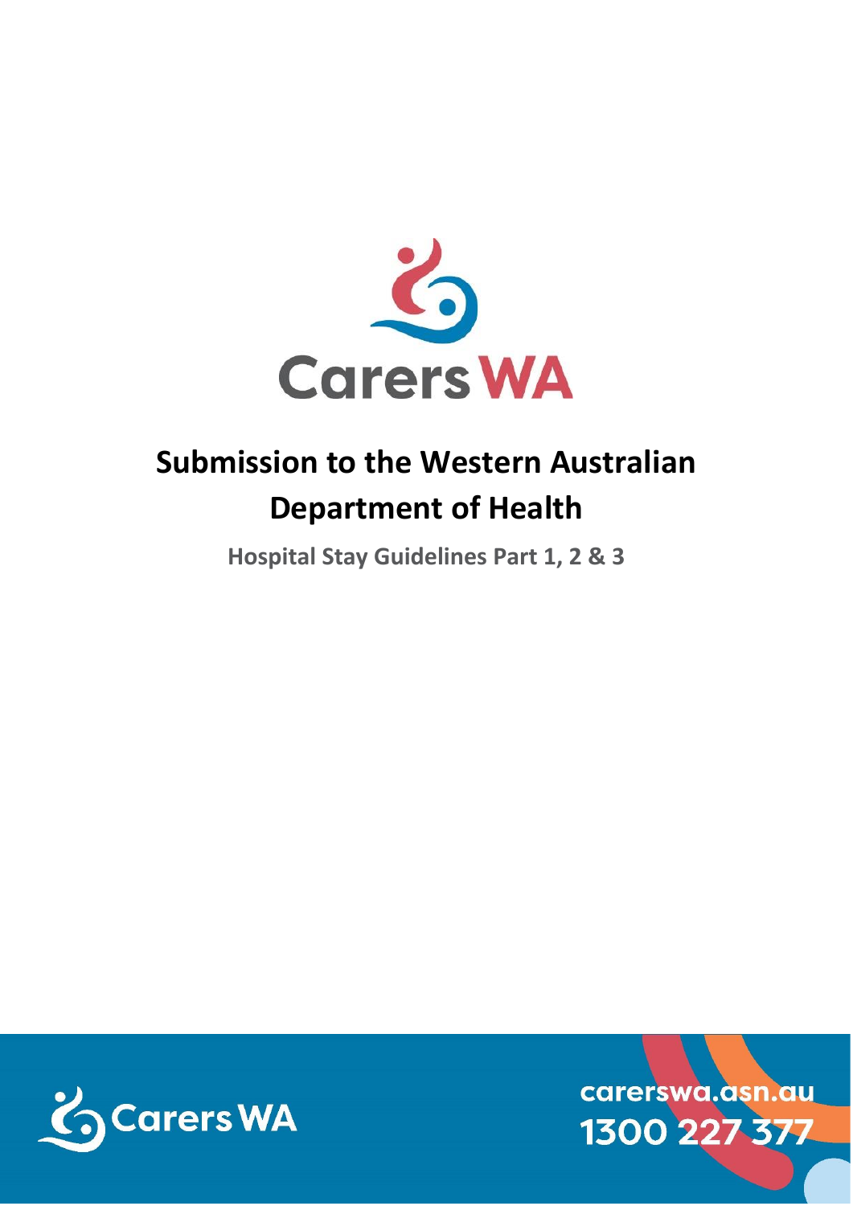# Submission to the Western Australian Department of Health

**Hospital Stay Guidelines Part 1, 2 & 3**

carerswa.asn.au
1300 227 377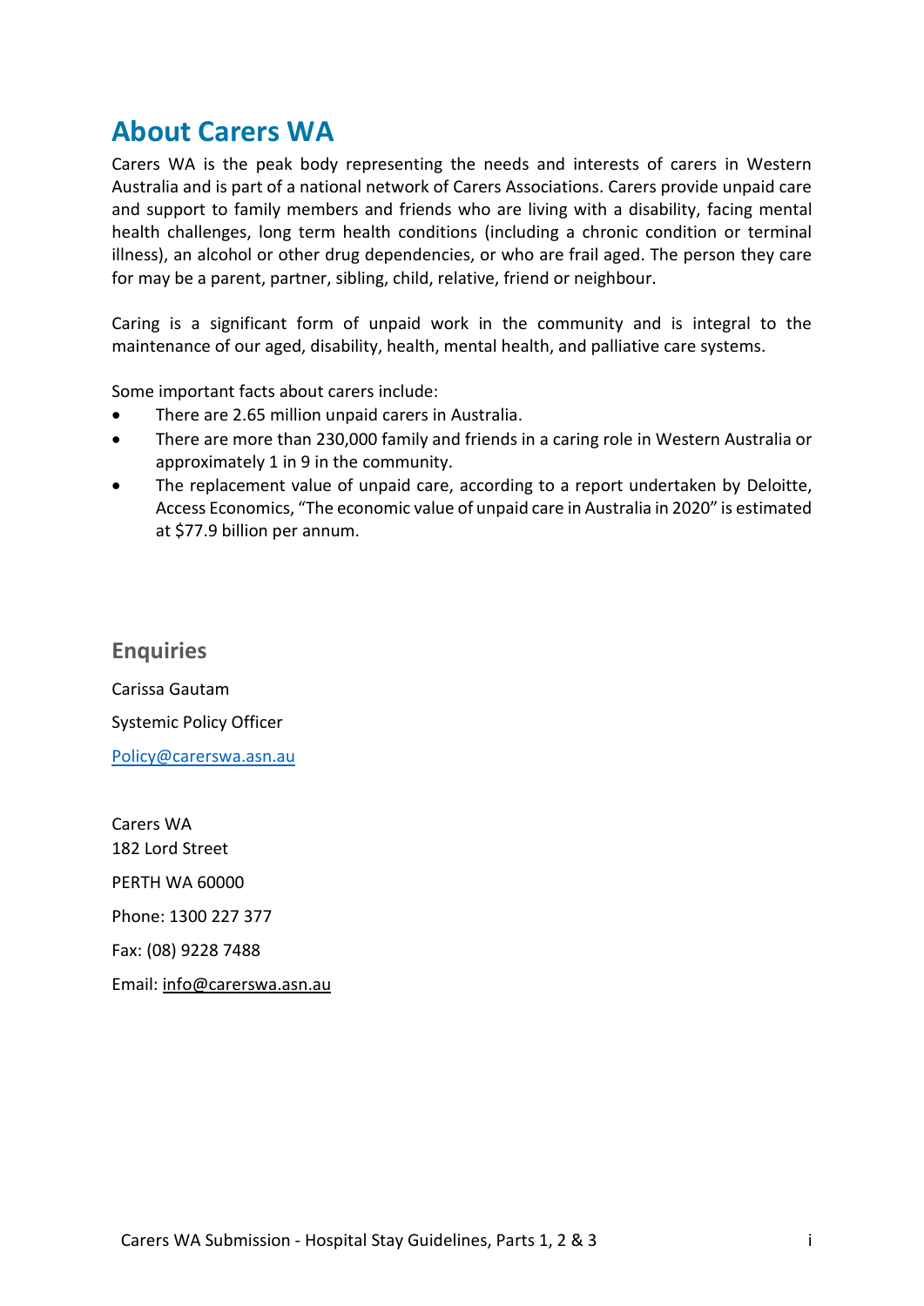# About Carers WA

Carers WA is the peak body representing the needs and interests of carers in Western Australia and is part of a national network of Carers Associations. Carers provide unpaid care and support to family members and friends who are living with a disability, facing mental health challenges, long term health conditions (including a chronic condition or terminal illness), an alcohol or other drug dependencies, or who are frail aged. The person they care for may be a parent, partner, sibling, child, relative, friend or neighbour.

Caring is a significant form of unpaid work in the community and is integral to the maintenance of our aged, disability, health, mental health, and palliative care systems.

Some important facts about carers include:

- There are 2.65 million unpaid carers in Australia.
- There are more than 230,000 family and friends in a caring role in Western Australia or approximately 1 in 9 in the community.
- The replacement value of unpaid care, according to a report undertaken by Deloitte, Access Economics, "The economic value of unpaid care in Australia in 2020" is estimated at $77.9 billion per annum.

## Enquiries

Carissa Gautam

Systemic Policy Officer

Policy@carerswa.asn.au

Carers WA
182 Lord Street

PERTH WA 60000

Phone: 1300 227 377

Fax: (08) 9228 7488

Email: info@carerswa.asn.au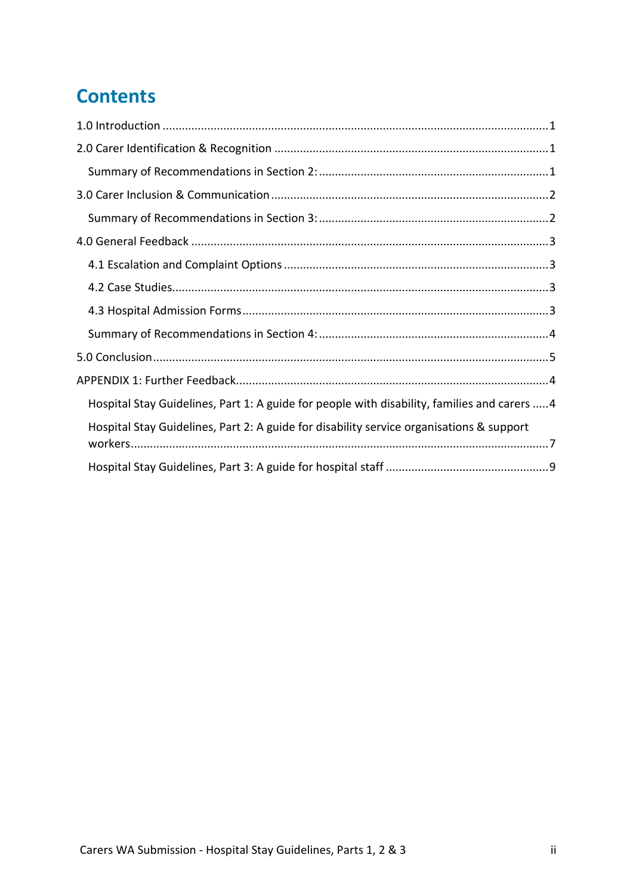## Contents

1.0 Introduction .......... 1

2.0 Carer Identification & Recognition .......... 1

- Summary of Recommendations in Section 2: .......... 1

3.0 Carer Inclusion & Communication .......... 2

- Summary of Recommendations in Section 3: .......... 2

4.0 General Feedback .......... 3

- 4.1 Escalation and Complaint Options .......... 3
- 4.2 Case Studies .......... 3
- 4.3 Hospital Admission Forms .......... 3
- Summary of Recommendations in Section 4: .......... 4

5.0 Conclusion .......... 5

APPENDIX 1: Further Feedback .......... 4

- Hospital Stay Guidelines, Part 1: A guide for people with disability, families and carers .......... 4
- Hospital Stay Guidelines, Part 2: A guide for disability service organisations & support workers .......... 7
- Hospital Stay Guidelines, Part 3: A guide for hospital staff .......... 9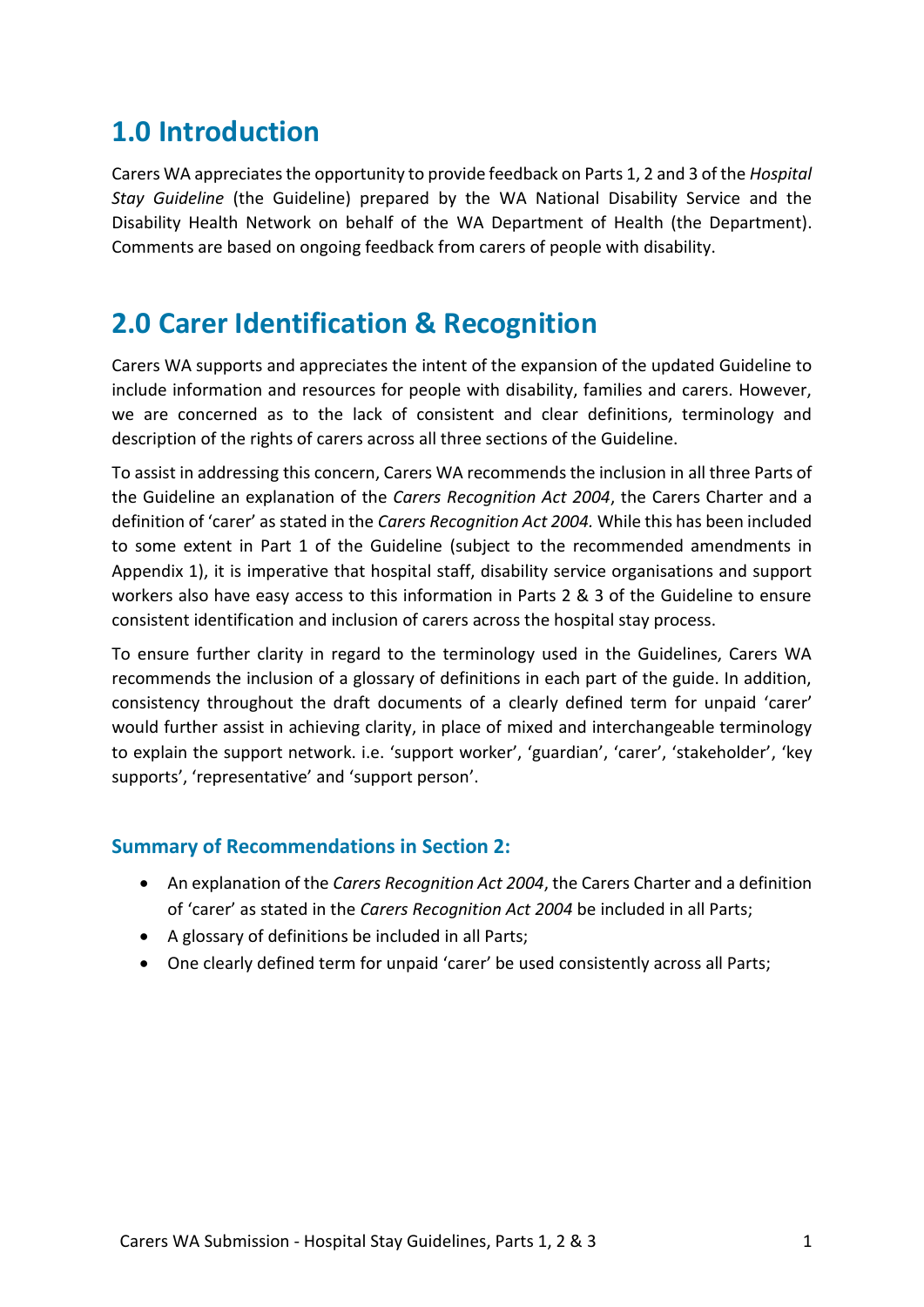# 1.0 Introduction

Carers WA appreciates the opportunity to provide feedback on Parts 1, 2 and 3 of the *Hospital Stay Guideline* (the Guideline) prepared by the WA National Disability Service and the Disability Health Network on behalf of the WA Department of Health (the Department). Comments are based on ongoing feedback from carers of people with disability.

# 2.0 Carer Identification & Recognition

Carers WA supports and appreciates the intent of the expansion of the updated Guideline to include information and resources for people with disability, families and carers. However, we are concerned as to the lack of consistent and clear definitions, terminology and description of the rights of carers across all three sections of the Guideline.

To assist in addressing this concern, Carers WA recommends the inclusion in all three Parts of the Guideline an explanation of the *Carers Recognition Act 2004*, the Carers Charter and a definition of 'carer' as stated in the *Carers Recognition Act 2004.* While this has been included to some extent in Part 1 of the Guideline (subject to the recommended amendments in Appendix 1), it is imperative that hospital staff, disability service organisations and support workers also have easy access to this information in Parts 2 & 3 of the Guideline to ensure consistent identification and inclusion of carers across the hospital stay process.

To ensure further clarity in regard to the terminology used in the Guidelines, Carers WA recommends the inclusion of a glossary of definitions in each part of the guide. In addition, consistency throughout the draft documents of a clearly defined term for unpaid 'carer' would further assist in achieving clarity, in place of mixed and interchangeable terminology to explain the support network. i.e. 'support worker', 'guardian', 'carer', 'stakeholder', 'key supports', 'representative' and 'support person'.

### Summary of Recommendations in Section 2:

- An explanation of the *Carers Recognition Act 2004*, the Carers Charter and a definition of 'carer' as stated in the *Carers Recognition Act 2004* be included in all Parts;
- A glossary of definitions be included in all Parts;
- One clearly defined term for unpaid 'carer' be used consistently across all Parts;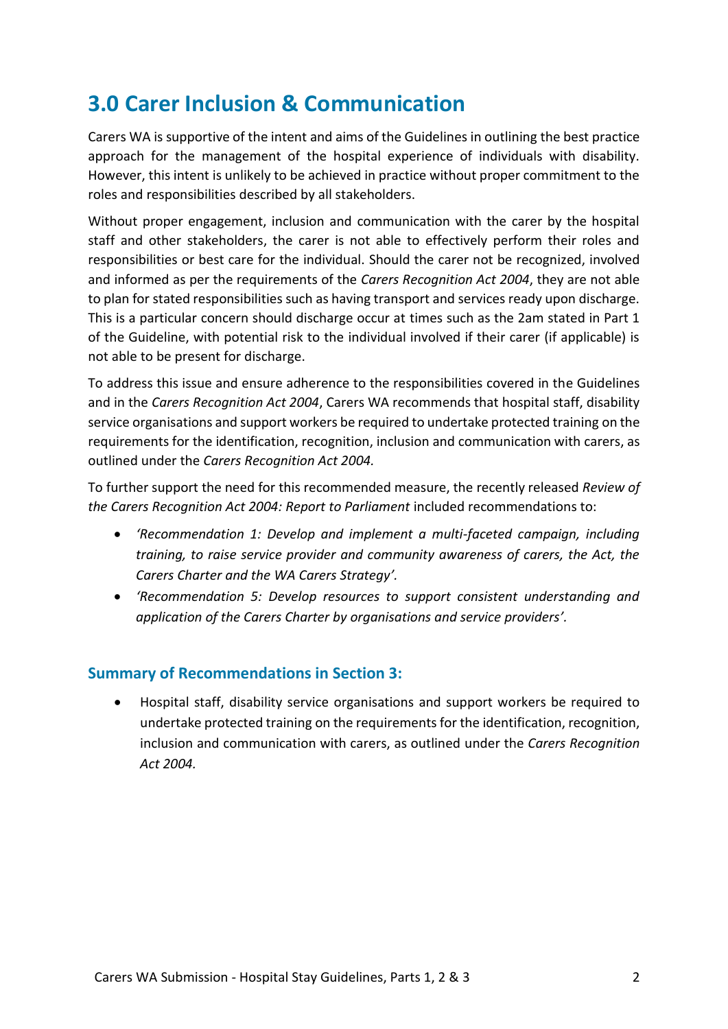# 3.0 Carer Inclusion & Communication

Carers WA is supportive of the intent and aims of the Guidelines in outlining the best practice approach for the management of the hospital experience of individuals with disability. However, this intent is unlikely to be achieved in practice without proper commitment to the roles and responsibilities described by all stakeholders.

Without proper engagement, inclusion and communication with the carer by the hospital staff and other stakeholders, the carer is not able to effectively perform their roles and responsibilities or best care for the individual. Should the carer not be recognized, involved and informed as per the requirements of the *Carers Recognition Act 2004*, they are not able to plan for stated responsibilities such as having transport and services ready upon discharge. This is a particular concern should discharge occur at times such as the 2am stated in Part 1 of the Guideline, with potential risk to the individual involved if their carer (if applicable) is not able to be present for discharge.

To address this issue and ensure adherence to the responsibilities covered in the Guidelines and in the *Carers Recognition Act 2004*, Carers WA recommends that hospital staff, disability service organisations and support workers be required to undertake protected training on the requirements for the identification, recognition, inclusion and communication with carers, as outlined under the *Carers Recognition Act 2004.*

To further support the need for this recommended measure, the recently released *Review of the Carers Recognition Act 2004: Report to Parliament* included recommendations to:

- *'Recommendation 1: Develop and implement a multi-faceted campaign, including training, to raise service provider and community awareness of carers, the Act, the Carers Charter and the WA Carers Strategy'.*
- *'Recommendation 5: Develop resources to support consistent understanding and application of the Carers Charter by organisations and service providers'.*

### Summary of Recommendations in Section 3:

- Hospital staff, disability service organisations and support workers be required to undertake protected training on the requirements for the identification, recognition, inclusion and communication with carers, as outlined under the *Carers Recognition Act 2004.*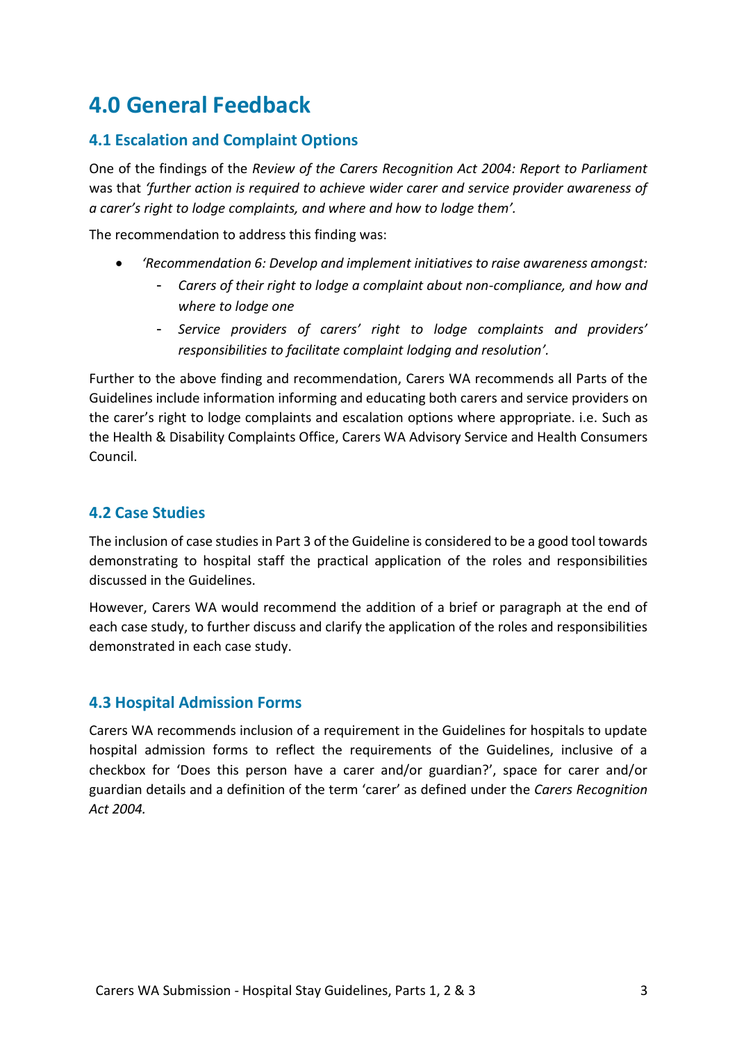# 4.0 General Feedback

## 4.1 Escalation and Complaint Options

One of the findings of the *Review of the Carers Recognition Act 2004: Report to Parliament* was that *'further action is required to achieve wider carer and service provider awareness of a carer's right to lodge complaints, and where and how to lodge them'.*

The recommendation to address this finding was:

- *'Recommendation 6: Develop and implement initiatives to raise awareness amongst:*
  - *Carers of their right to lodge a complaint about non-compliance, and how and where to lodge one*
  - *Service providers of carers' right to lodge complaints and providers' responsibilities to facilitate complaint lodging and resolution'.*

Further to the above finding and recommendation, Carers WA recommends all Parts of the Guidelines include information informing and educating both carers and service providers on the carer's right to lodge complaints and escalation options where appropriate. i.e. Such as the Health & Disability Complaints Office, Carers WA Advisory Service and Health Consumers Council.

## 4.2 Case Studies

The inclusion of case studies in Part 3 of the Guideline is considered to be a good tool towards demonstrating to hospital staff the practical application of the roles and responsibilities discussed in the Guidelines.

However, Carers WA would recommend the addition of a brief or paragraph at the end of each case study, to further discuss and clarify the application of the roles and responsibilities demonstrated in each case study.

## 4.3 Hospital Admission Forms

Carers WA recommends inclusion of a requirement in the Guidelines for hospitals to update hospital admission forms to reflect the requirements of the Guidelines, inclusive of a checkbox for 'Does this person have a carer and/or guardian?', space for carer and/or guardian details and a definition of the term 'carer' as defined under the *Carers Recognition Act 2004.*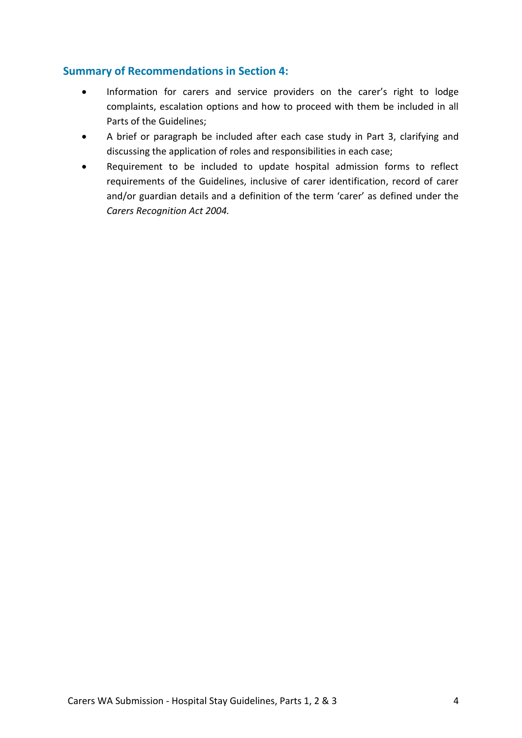## Summary of Recommendations in Section 4:

- Information for carers and service providers on the carer's right to lodge complaints, escalation options and how to proceed with them be included in all Parts of the Guidelines;
- A brief or paragraph be included after each case study in Part 3, clarifying and discussing the application of roles and responsibilities in each case;
- Requirement to be included to update hospital admission forms to reflect requirements of the Guidelines, inclusive of carer identification, record of carer and/or guardian details and a definition of the term 'carer' as defined under the *Carers Recognition Act 2004.*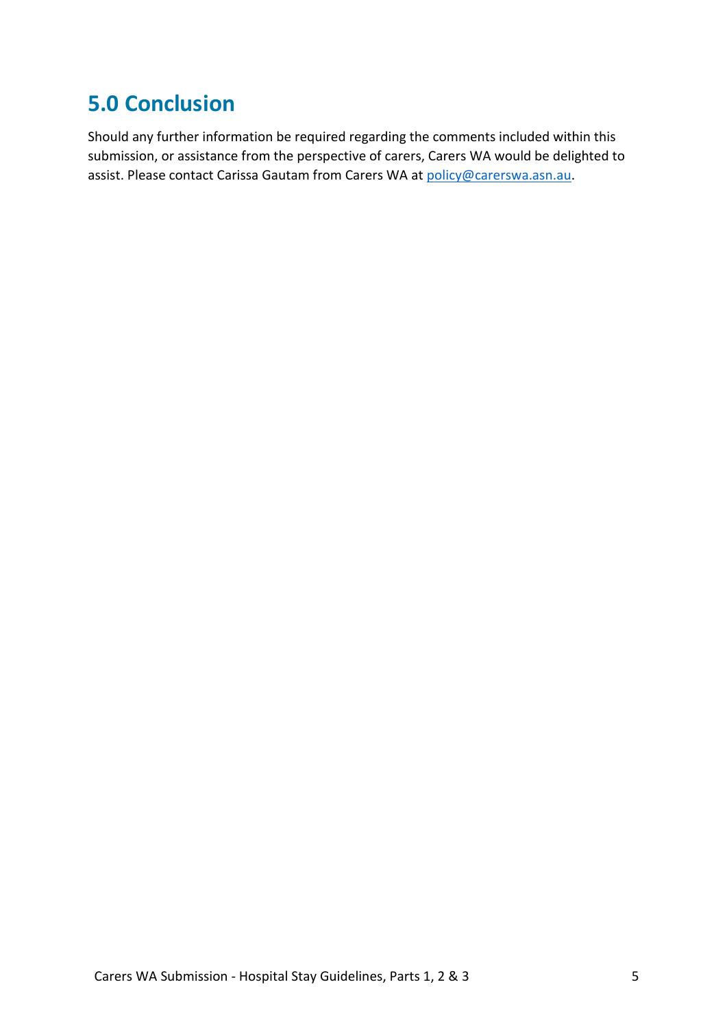## 5.0 Conclusion

Should any further information be required regarding the comments included within this submission, or assistance from the perspective of carers, Carers WA would be delighted to assist. Please contact Carissa Gautam from Carers WA at policy@carerswa.asn.au.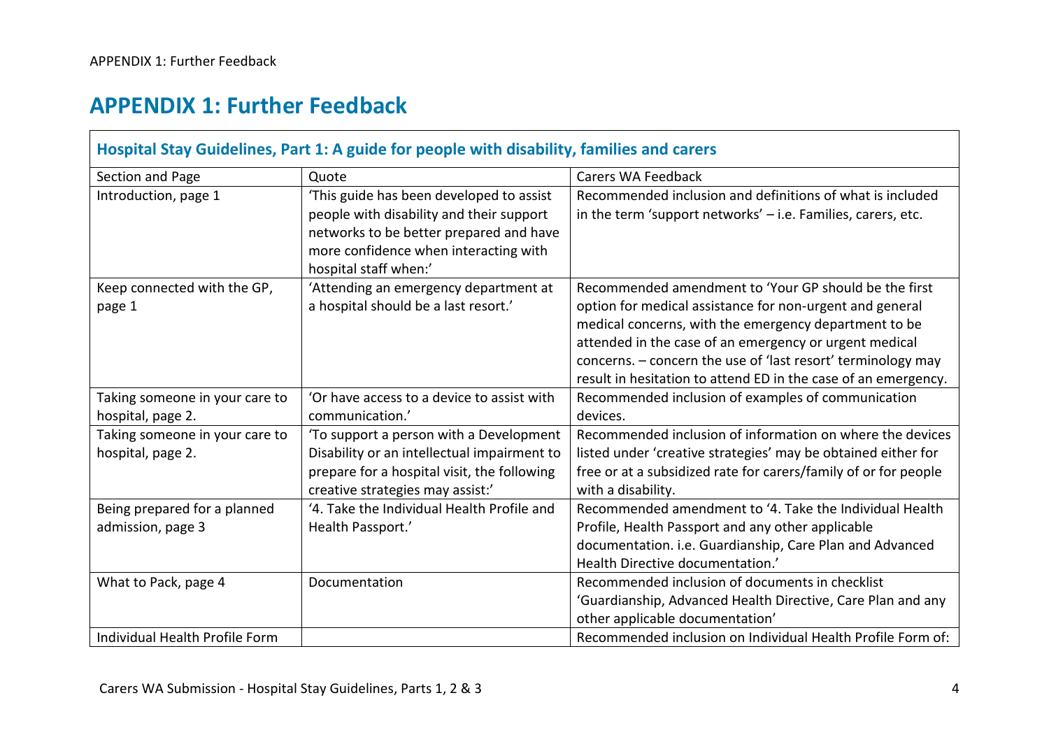## APPENDIX 1: Further Feedback

| Hospital Stay Guidelines, Part 1: A guide for people with disability, families and carers | | |
|---|---|---|
| Section and Page | Quote | Carers WA Feedback |
| Introduction, page 1 | 'This guide has been developed to assist people with disability and their support networks to be better prepared and have more confidence when interacting with hospital staff when:' | Recommended inclusion and definitions of what is included in the term 'support networks' – i.e. Families, carers, etc. |
| Keep connected with the GP, page 1 | 'Attending an emergency department at a hospital should be a last resort.' | Recommended amendment to 'Your GP should be the first option for medical assistance for non-urgent and general medical concerns, with the emergency department to be attended in the case of an emergency or urgent medical concerns. – concern the use of 'last resort' terminology may result in hesitation to attend ED in the case of an emergency. |
| Taking someone in your care to hospital, page 2. | 'Or have access to a device to assist with communication.' | Recommended inclusion of examples of communication devices. |
| Taking someone in your care to hospital, page 2. | 'To support a person with a Development Disability or an intellectual impairment to prepare for a hospital visit, the following creative strategies may assist:' | Recommended inclusion of information on where the devices listed under 'creative strategies' may be obtained either for free or at a subsidized rate for carers/family of or for people with a disability. |
| Being prepared for a planned admission, page 3 | '4. Take the Individual Health Profile and Health Passport.' | Recommended amendment to '4. Take the Individual Health Profile, Health Passport and any other applicable documentation. i.e. Guardianship, Care Plan and Advanced Health Directive documentation.' |
| What to Pack, page 4 | Documentation | Recommended inclusion of documents in checklist 'Guardianship, Advanced Health Directive, Care Plan and any other applicable documentation' |
| Individual Health Profile Form | | Recommended inclusion on Individual Health Profile Form of: |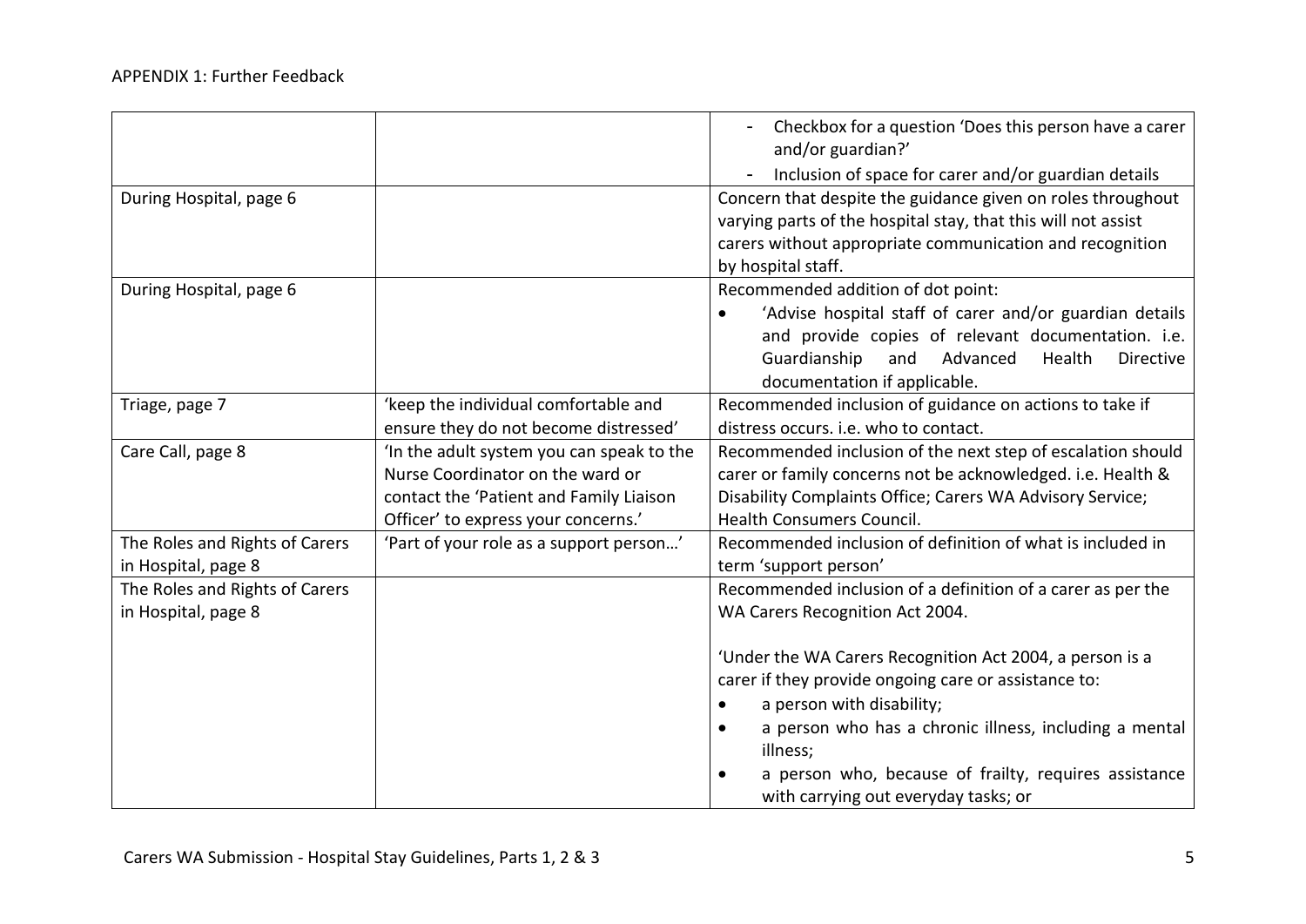APPENDIX 1: Further Feedback

| | | |
|---|---|---|
| | | - Checkbox for a question 'Does this person have a carer and/or guardian?'<br>- Inclusion of space for carer and/or guardian details |
| During Hospital, page 6 | | Concern that despite the guidance given on roles throughout varying parts of the hospital stay, that this will not assist carers without appropriate communication and recognition by hospital staff. |
| During Hospital, page 6 | | Recommended addition of dot point:<br>• 'Advise hospital staff of carer and/or guardian details and provide copies of relevant documentation. i.e. Guardianship and Advanced Health Directive documentation if applicable. |
| Triage, page 7 | 'keep the individual comfortable and ensure they do not become distressed' | Recommended inclusion of guidance on actions to take if distress occurs. i.e. who to contact. |
| Care Call, page 8 | 'In the adult system you can speak to the Nurse Coordinator on the ward or contact the 'Patient and Family Liaison Officer' to express your concerns.' | Recommended inclusion of the next step of escalation should carer or family concerns not be acknowledged. i.e. Health & Disability Complaints Office; Carers WA Advisory Service; Health Consumers Council. |
| The Roles and Rights of Carers in Hospital, page 8 | 'Part of your role as a support person…' | Recommended inclusion of definition of what is included in term 'support person' |
| The Roles and Rights of Carers in Hospital, page 8 | | Recommended inclusion of a definition of a carer as per the WA Carers Recognition Act 2004.<br><br>'Under the WA Carers Recognition Act 2004, a person is a carer if they provide ongoing care or assistance to:<br>• a person with disability;<br>• a person who has a chronic illness, including a mental illness;<br>• a person who, because of frailty, requires assistance with carrying out everyday tasks; or |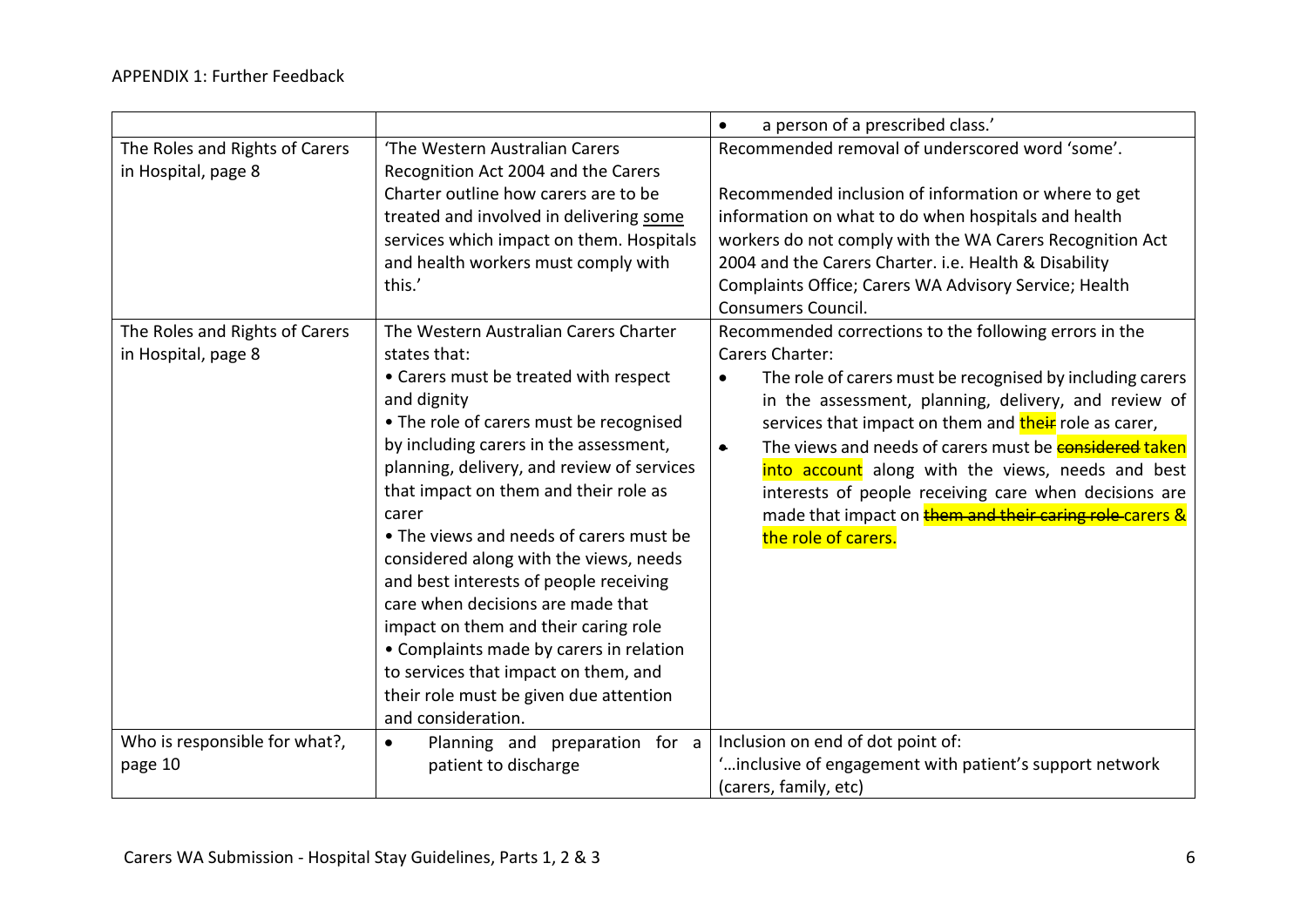APPENDIX 1: Further Feedback

| | | |
|---|---|---|
| | | • a person of a prescribed class.' |
| The Roles and Rights of Carers in Hospital, page 8 | 'The Western Australian Carers Recognition Act 2004 and the Carers Charter outline how carers are to be treated and involved in delivering <u>some</u> services which impact on them. Hospitals and health workers must comply with this.' | Recommended removal of underscored word 'some'.<br><br>Recommended inclusion of information or where to get information on what to do when hospitals and health workers do not comply with the WA Carers Recognition Act 2004 and the Carers Charter. i.e. Health & Disability Complaints Office; Carers WA Advisory Service; Health Consumers Council. |
| The Roles and Rights of Carers in Hospital, page 8 | The Western Australian Carers Charter states that:<br>• Carers must be treated with respect and dignity<br>• The role of carers must be recognised by including carers in the assessment, planning, delivery, and review of services that impact on them and their role as carer<br>• The views and needs of carers must be considered along with the views, needs and best interests of people receiving care when decisions are made that impact on them and their caring role<br>• Complaints made by carers in relation to services that impact on them, and their role must be given due attention and consideration. | Recommended corrections to the following errors in the Carers Charter:<br>• The role of carers must be recognised by including carers in the assessment, planning, delivery, and review of services that impact on them and ~~their~~ role as carer,<br>• The views and needs of carers must be ~~considered~~ taken into account along with the views, needs and best interests of people receiving care when decisions are made that impact on ~~them and their caring role~~ carers & the role of carers. |
| Who is responsible for what?, page 10 | • Planning and preparation for a patient to discharge | Inclusion on end of dot point of:<br>'…inclusive of engagement with patient's support network (carers, family, etc) |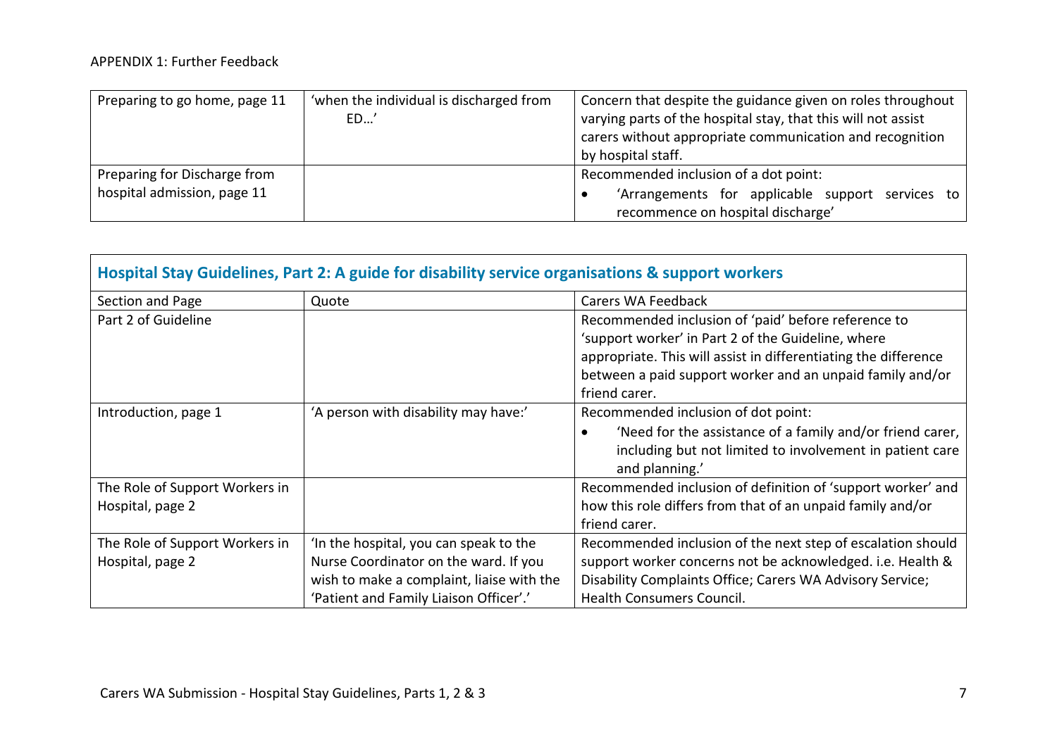APPENDIX 1: Further Feedback

| | | |
|---|---|---|
| Preparing to go home, page 11 | 'when the individual is discharged from ED…' | Concern that despite the guidance given on roles throughout varying parts of the hospital stay, that this will not assist carers without appropriate communication and recognition by hospital staff. |
| Preparing for Discharge from hospital admission, page 11 | | Recommended inclusion of a dot point:<br>• 'Arrangements for applicable support services to recommence on hospital discharge' |

## Hospital Stay Guidelines, Part 2: A guide for disability service organisations & support workers

| Section and Page | Quote | Carers WA Feedback |
|---|---|---|
| Part 2 of Guideline | | Recommended inclusion of 'paid' before reference to 'support worker' in Part 2 of the Guideline, where appropriate. This will assist in differentiating the difference between a paid support worker and an unpaid family and/or friend carer. |
| Introduction, page 1 | 'A person with disability may have:' | Recommended inclusion of dot point:<br>• 'Need for the assistance of a family and/or friend carer, including but not limited to involvement in patient care and planning.' |
| The Role of Support Workers in Hospital, page 2 | | Recommended inclusion of definition of 'support worker' and how this role differs from that of an unpaid family and/or friend carer. |
| The Role of Support Workers in Hospital, page 2 | 'In the hospital, you can speak to the Nurse Coordinator on the ward. If you wish to make a complaint, liaise with the 'Patient and Family Liaison Officer'.' | Recommended inclusion of the next step of escalation should support worker concerns not be acknowledged. i.e. Health & Disability Complaints Office; Carers WA Advisory Service; Health Consumers Council. |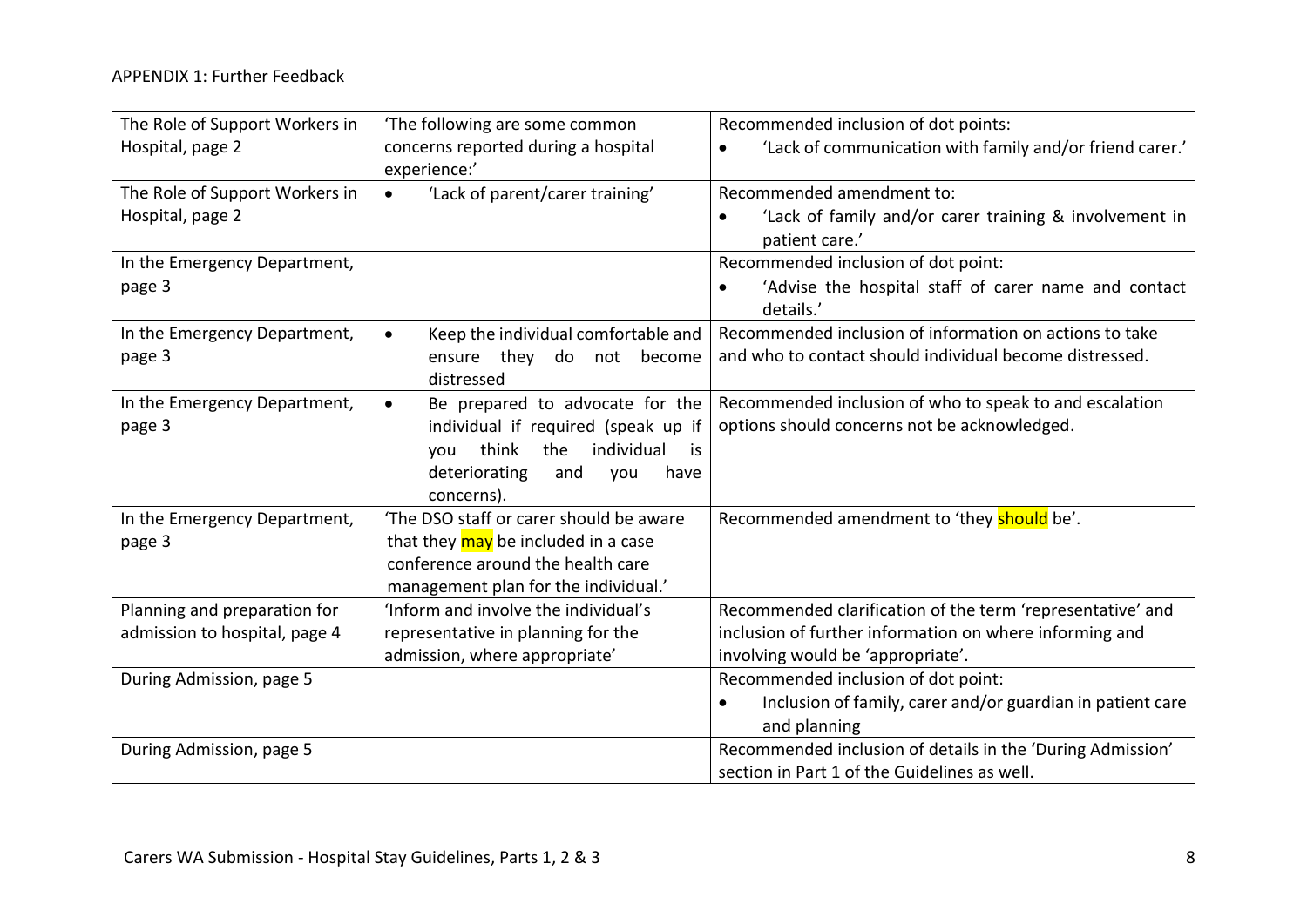APPENDIX 1: Further Feedback

| | | |
|---|---|---|
| The Role of Support Workers in Hospital, page 2 | 'The following are some common concerns reported during a hospital experience:' | Recommended inclusion of dot points: <br>• 'Lack of communication with family and/or friend carer.' |
| The Role of Support Workers in Hospital, page 2 | • 'Lack of parent/carer training' | Recommended amendment to: <br>• 'Lack of family and/or carer training & involvement in patient care.' |
| In the Emergency Department, page 3 | | Recommended inclusion of dot point: <br>• 'Advise the hospital staff of carer name and contact details.' |
| In the Emergency Department, page 3 | • Keep the individual comfortable and ensure they do not become distressed | Recommended inclusion of information on actions to take and who to contact should individual become distressed. |
| In the Emergency Department, page 3 | • Be prepared to advocate for the individual if required (speak up if you think the individual is deteriorating and you have concerns). | Recommended inclusion of who to speak to and escalation options should concerns not be acknowledged. |
| In the Emergency Department, page 3 | 'The DSO staff or carer should be aware that they may be included in a case conference around the health care management plan for the individual.' | Recommended amendment to 'they should be'. |
| Planning and preparation for admission to hospital, page 4 | 'Inform and involve the individual's representative in planning for the admission, where appropriate' | Recommended clarification of the term 'representative' and inclusion of further information on where informing and involving would be 'appropriate'. |
| During Admission, page 5 | | Recommended inclusion of dot point: <br>• Inclusion of family, carer and/or guardian in patient care and planning |
| During Admission, page 5 | | Recommended inclusion of details in the 'During Admission' section in Part 1 of the Guidelines as well. |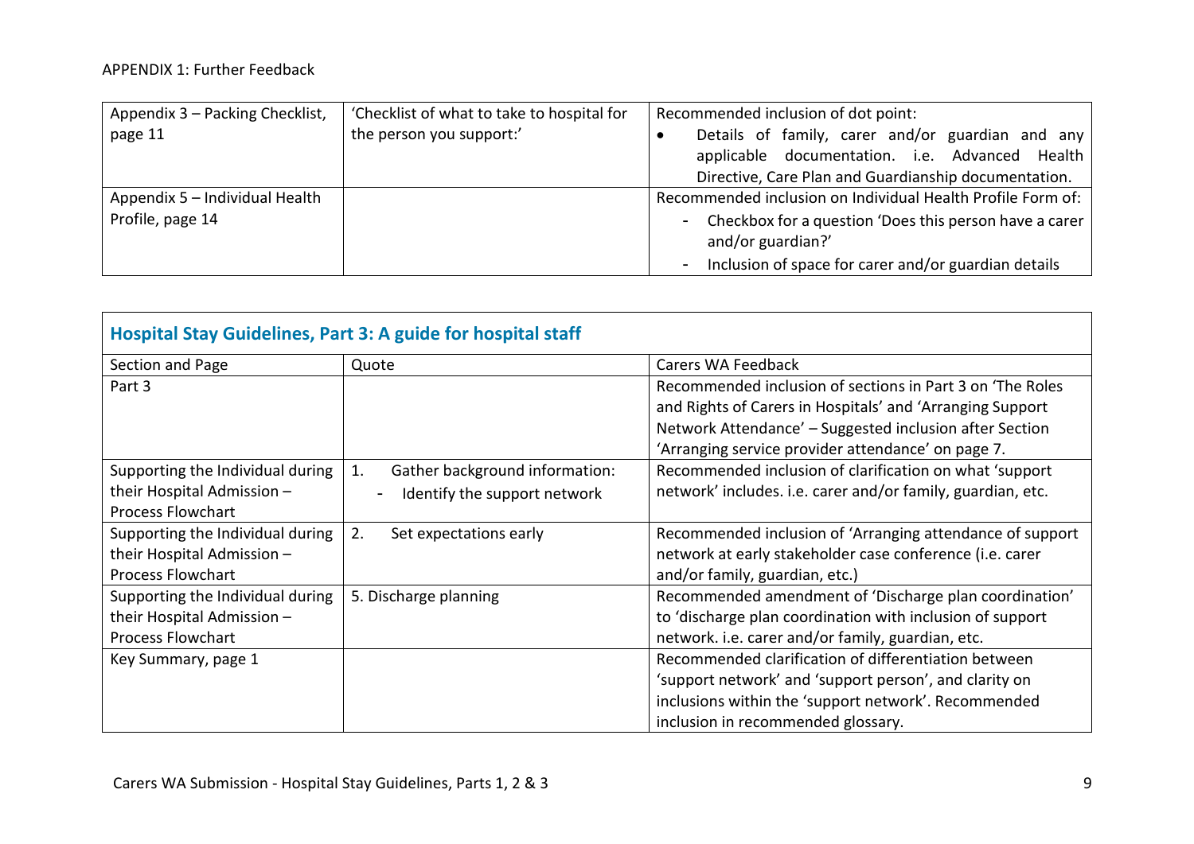APPENDIX 1: Further Feedback

| | | |
|---|---|---|
| Appendix 3 – Packing Checklist, page 11 | 'Checklist of what to take to hospital for the person you support:' | Recommended inclusion of dot point:<br>• Details of family, carer and/or guardian and any applicable documentation. i.e. Advanced Health Directive, Care Plan and Guardianship documentation. |
| Appendix 5 – Individual Health Profile, page 14 | | Recommended inclusion on Individual Health Profile Form of:<br>- Checkbox for a question 'Does this person have a carer and/or guardian?'<br>- Inclusion of space for carer and/or guardian details |

## Hospital Stay Guidelines, Part 3: A guide for hospital staff

| Section and Page | Quote | Carers WA Feedback |
|---|---|---|
| Part 3 | | Recommended inclusion of sections in Part 3 on 'The Roles and Rights of Carers in Hospitals' and 'Arranging Support Network Attendance' – Suggested inclusion after Section 'Arranging service provider attendance' on page 7. |
| Supporting the Individual during their Hospital Admission – Process Flowchart | 1. Gather background information:<br>- Identify the support network | Recommended inclusion of clarification on what 'support network' includes. i.e. carer and/or family, guardian, etc. |
| Supporting the Individual during their Hospital Admission – Process Flowchart | 2. Set expectations early | Recommended inclusion of 'Arranging attendance of support network at early stakeholder case conference (i.e. carer and/or family, guardian, etc.) |
| Supporting the Individual during their Hospital Admission – Process Flowchart | 5. Discharge planning | Recommended amendment of 'Discharge plan coordination' to 'discharge plan coordination with inclusion of support network. i.e. carer and/or family, guardian, etc. |
| Key Summary, page 1 | | Recommended clarification of differentiation between 'support network' and 'support person', and clarity on inclusions within the 'support network'. Recommended inclusion in recommended glossary. |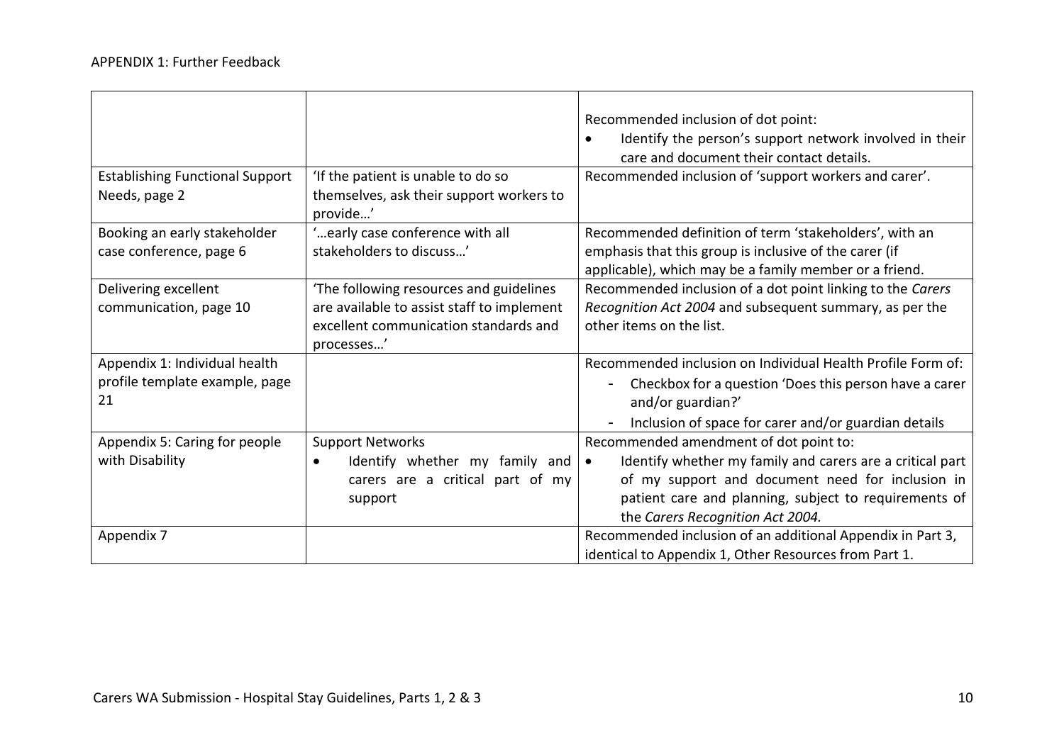APPENDIX 1: Further Feedback

| | | |
|---|---|---|
| | | Recommended inclusion of dot point:<br>• Identify the person's support network involved in their care and document their contact details. |
| Establishing Functional Support Needs, page 2 | 'If the patient is unable to do so themselves, ask their support workers to provide…' | Recommended inclusion of 'support workers and carer'. |
| Booking an early stakeholder case conference, page 6 | '…early case conference with all stakeholders to discuss…' | Recommended definition of term 'stakeholders', with an emphasis that this group is inclusive of the carer (if applicable), which may be a family member or a friend. |
| Delivering excellent communication, page 10 | 'The following resources and guidelines are available to assist staff to implement excellent communication standards and processes…' | Recommended inclusion of a dot point linking to the *Carers Recognition Act 2004* and subsequent summary, as per the other items on the list. |
| Appendix 1: Individual health profile template example, page 21 | | Recommended inclusion on Individual Health Profile Form of:<br>- Checkbox for a question 'Does this person have a carer and/or guardian?'<br>- Inclusion of space for carer and/or guardian details |
| Appendix 5: Caring for people with Disability | Support Networks<br>• Identify whether my family and carers are a critical part of my support | Recommended amendment of dot point to:<br>• Identify whether my family and carers are a critical part of my support and document need for inclusion in patient care and planning, subject to requirements of the *Carers Recognition Act 2004.* |
| Appendix 7 | | Recommended inclusion of an additional Appendix in Part 3, identical to Appendix 1, Other Resources from Part 1. |

Carers WA Submission - Hospital Stay Guidelines, Parts 1, 2 & 3